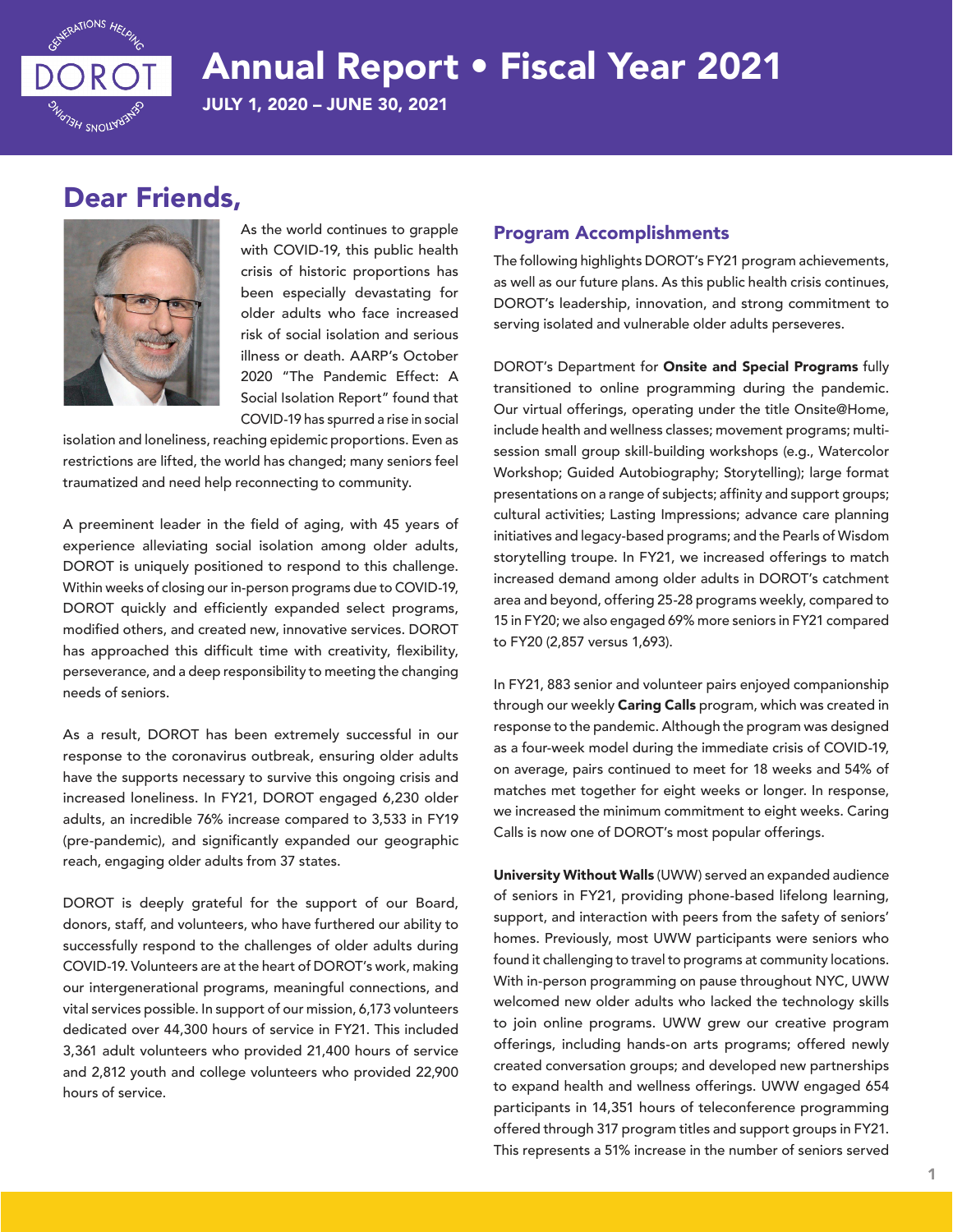# Annual Report • Fiscal Year 2021

**JULY 1, 2020 – JUNE 30, 2021**

## Dear Friends,

As the world continues to grapple with COVID-19, this public health crisis of historic proportions has been especially devastating for older adults who face increased risk of social isolation and serious illness or death. AARP's October 2020 "The Pandemic Effect: A Social Isolation Report" found that COVID-19 has spurred a rise in social isolation and loneliness, reaching epidemic proportions. Even as restrictions are lifted, the world has changed; many seniors feel traumatized and need help reconnecting to community.

A preeminent leader in the field of aging, with 45 years of experience alleviating social isolation among older adults, DOROT is uniquely positioned to respond to this challenge. Within weeks of closing our in-person programs due to COVID-19, DOROT quickly and efficiently expanded select programs, modified others, and created new, innovative services. DOROT has approached this difficult time with creativity, flexibility, perseverance, and a deep responsibility to meeting the changing needs of seniors.

As a result, DOROT has been extremely successful in our response to the coronavirus outbreak, ensuring older adults have the supports necessary to survive this ongoing crisis and increased loneliness. In FY21, DOROT engaged 6,230 older adults, an incredible 76% increase compared to 3,533 in FY19 (pre-pandemic), and significantly expanded our geographic reach, engaging older adults from 37 states.

DOROT is deeply grateful for the support of our Board, donors, staff, and volunteers, who have furthered our ability to successfully respond to the challenges of older adults during COVID-19. Volunteers are at the heart of DOROT's work, making our intergenerational programs, meaningful connections, and vital services possible. In support of our mission, 6,173 volunteers dedicated over 44,300 hours of service in FY21. This included 3,361 adult volunteers who provided 21,400 hours of service and 2,812 youth and college volunteers who provided 22,900 hours of service.

### Program Accomplishments

The following highlights DOROT's FY21 program achievements, as well as our future plans. As this public health crisis continues, DOROT's leadership, innovation, and strong commitment to serving isolated and vulnerable older adults perseveres.

DOROT's Department for **Onsite and Special Programs** fully transitioned to online programming during the pandemic. Our virtual offerings, operating under the title Onsite@Home, include health and wellness classes; movement programs; multi-session small group skill-building workshops (e.g., Watercolor Workshop; Guided Autobiography; Storytelling); large format presentations on a range of subjects; affinity and support groups; cultural activities; Lasting Impressions; advance care planning initiatives and legacy-based programs; and the Pearls of Wisdom storytelling troupe. In FY21, we increased offerings to match increased demand among older adults in DOROT's catchment area and beyond, offering 25-28 programs weekly, compared to 15 in FY20; we also engaged 69% more seniors in FY21 compared to FY20 (2,857 versus 1,693).

In FY21, 883 senior and volunteer pairs enjoyed companionship through our weekly **Caring Calls** program, which was created in response to the pandemic. Although the program was designed as a four-week model during the immediate crisis of COVID-19, on average, pairs continued to meet for 18 weeks and 54% of matches met together for eight weeks or longer. In response, we increased the minimum commitment to eight weeks. Caring Calls is now one of DOROT's most popular offerings.

**University Without Walls** (UWW) served an expanded audience of seniors in FY21, providing phone-based lifelong learning, support, and interaction with peers from the safety of seniors' homes. Previously, most UWW participants were seniors who found it challenging to travel to programs at community locations. With in-person programming on pause throughout NYC, UWW welcomed new older adults who lacked the technology skills to join online programs. UWW grew our creative program offerings, including hands-on arts programs; offered newly created conversation groups; and developed new partnerships to expand health and wellness offerings. UWW engaged 654 participants in 14,351 hours of teleconference programming offered through 317 program titles and support groups in FY21. This represents a 51% increase in the number of seniors served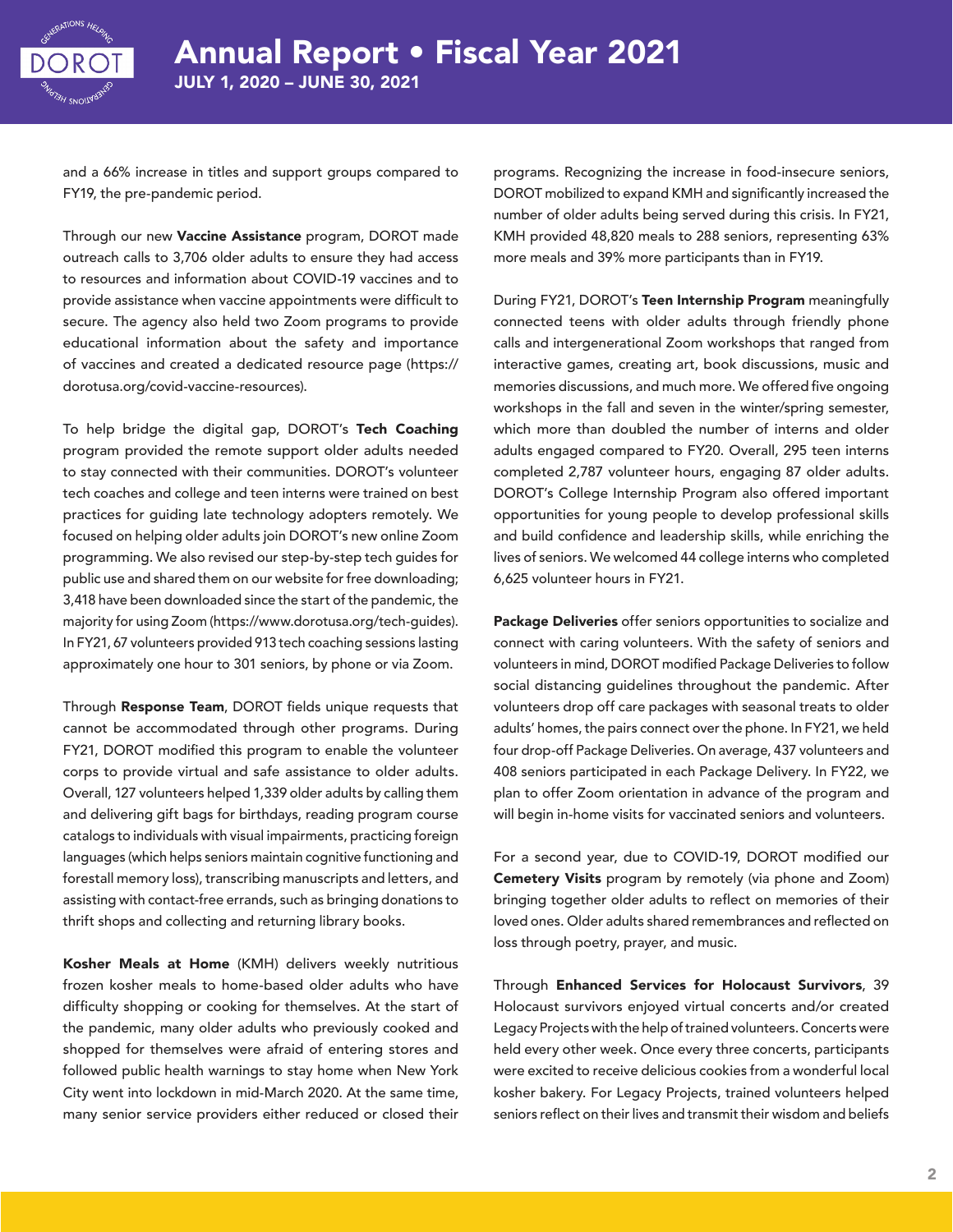and a 66% increase in titles and support groups compared to FY19, the pre-pandemic period.

Through our new **Vaccine Assistance** program, DOROT made outreach calls to 3,706 older adults to ensure they had access to resources and information about COVID-19 vaccines and to provide assistance when vaccine appointments were difficult to secure. The agency also held two Zoom programs to provide educational information about the safety and importance of vaccines and created a dedicated resource page (https://dorotusa.org/covid-vaccine-resources).

To help bridge the digital gap, DOROT's **Tech Coaching** program provided the remote support older adults needed to stay connected with their communities. DOROT's volunteer tech coaches and college and teen interns were trained on best practices for guiding late technology adopters remotely. We focused on helping older adults join DOROT's new online Zoom programming. We also revised our step-by-step tech guides for public use and shared them on our website for free downloading; 3,418 have been downloaded since the start of the pandemic, the majority for using Zoom (https://www.dorotusa.org/tech-guides). In FY21, 67 volunteers provided 913 tech coaching sessions lasting approximately one hour to 301 seniors, by phone or via Zoom.

Through **Response Team**, DOROT fields unique requests that cannot be accommodated through other programs. During FY21, DOROT modified this program to enable the volunteer corps to provide virtual and safe assistance to older adults. Overall, 127 volunteers helped 1,339 older adults by calling them and delivering gift bags for birthdays, reading program course catalogs to individuals with visual impairments, practicing foreign languages (which helps seniors maintain cognitive functioning and forestall memory loss), transcribing manuscripts and letters, and assisting with contact-free errands, such as bringing donations to thrift shops and collecting and returning library books.

**Kosher Meals at Home** (KMH) delivers weekly nutritious frozen kosher meals to home-based older adults who have difficulty shopping or cooking for themselves. At the start of the pandemic, many older adults who previously cooked and shopped for themselves were afraid of entering stores and followed public health warnings to stay home when New York City went into lockdown in mid-March 2020. At the same time, many senior service providers either reduced or closed their programs. Recognizing the increase in food-insecure seniors, DOROT mobilized to expand KMH and significantly increased the number of older adults being served during this crisis. In FY21, KMH provided 48,820 meals to 288 seniors, representing 63% more meals and 39% more participants than in FY19.

During FY21, DOROT's **Teen Internship Program** meaningfully connected teens with older adults through friendly phone calls and intergenerational Zoom workshops that ranged from interactive games, creating art, book discussions, music and memories discussions, and much more. We offered five ongoing workshops in the fall and seven in the winter/spring semester, which more than doubled the number of interns and older adults engaged compared to FY20. Overall, 295 teen interns completed 2,787 volunteer hours, engaging 87 older adults. DOROT's College Internship Program also offered important opportunities for young people to develop professional skills and build confidence and leadership skills, while enriching the lives of seniors. We welcomed 44 college interns who completed 6,625 volunteer hours in FY21.

**Package Deliveries** offer seniors opportunities to socialize and connect with caring volunteers. With the safety of seniors and volunteers in mind, DOROT modified Package Deliveries to follow social distancing guidelines throughout the pandemic. After volunteers drop off care packages with seasonal treats to older adults' homes, the pairs connect over the phone. In FY21, we held four drop-off Package Deliveries. On average, 437 volunteers and 408 seniors participated in each Package Delivery. In FY22, we plan to offer Zoom orientation in advance of the program and will begin in-home visits for vaccinated seniors and volunteers.

For a second year, due to COVID-19, DOROT modified our **Cemetery Visits** program by remotely (via phone and Zoom) bringing together older adults to reflect on memories of their loved ones. Older adults shared remembrances and reflected on loss through poetry, prayer, and music.

Through **Enhanced Services for Holocaust Survivors**, 39 Holocaust survivors enjoyed virtual concerts and/or created Legacy Projects with the help of trained volunteers. Concerts were held every other week. Once every three concerts, participants were excited to receive delicious cookies from a wonderful local kosher bakery. For Legacy Projects, trained volunteers helped seniors reflect on their lives and transmit their wisdom and beliefs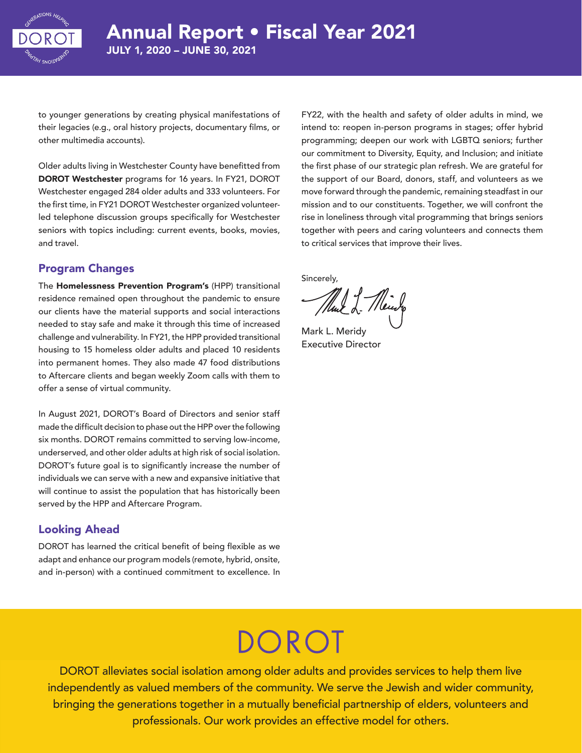to younger generations by creating physical manifestations of their legacies (e.g., oral history projects, documentary films, or other multimedia accounts).

Older adults living in Westchester County have benefitted from **DOROT Westchester** programs for 16 years. In FY21, DOROT Westchester engaged 284 older adults and 333 volunteers. For the first time, in FY21 DOROT Westchester organized volunteer-led telephone discussion groups specifically for Westchester seniors with topics including: current events, books, movies, and travel.

## Program Changes

The **Homelessness Prevention Program's** (HPP) transitional residence remained open throughout the pandemic to ensure our clients have the material supports and social interactions needed to stay safe and make it through this time of increased challenge and vulnerability. In FY21, the HPP provided transitional housing to 15 homeless older adults and placed 10 residents into permanent homes. They also made 47 food distributions to Aftercare clients and began weekly Zoom calls with them to offer a sense of virtual community.

In August 2021, DOROT's Board of Directors and senior staff made the difficult decision to phase out the HPP over the following six months. DOROT remains committed to serving low-income, underserved, and other older adults at high risk of social isolation. DOROT's future goal is to significantly increase the number of individuals we can serve with a new and expansive initiative that will continue to assist the population that has historically been served by the HPP and Aftercare Program.

## Looking Ahead

DOROT has learned the critical benefit of being flexible as we adapt and enhance our program models (remote, hybrid, onsite, and in-person) with a continued commitment to excellence. In FY22, with the health and safety of older adults in mind, we intend to: reopen in-person programs in stages; offer hybrid programming; deepen our work with LGBTQ seniors; further our commitment to Diversity, Equity, and Inclusion; and initiate the first phase of our strategic plan refresh. We are grateful for the support of our Board, donors, staff, and volunteers as we move forward through the pandemic, remaining steadfast in our mission and to our constituents. Together, we will confront the rise in loneliness through vital programming that brings seniors together with peers and caring volunteers and connects them to critical services that improve their lives.

Sincerely,

Mark L. Meridy
Executive Director

DOROT

DOROT alleviates social isolation among older adults and provides services to help them live independently as valued members of the community. We serve the Jewish and wider community, bringing the generations together in a mutually beneficial partnership of elders, volunteers and professionals. Our work provides an effective model for others.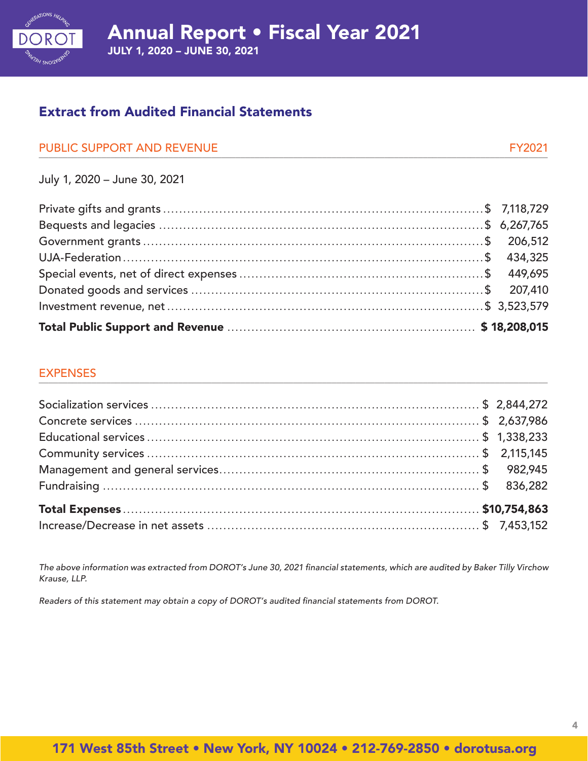# Annual Report • Fiscal Year 2021

**JULY 1, 2020 – JUNE 30, 2021**

## Extract from Audited Financial Statements

| PUBLIC SUPPORT AND REVENUE | FY2021 |
|---|---|
| July 1, 2020 – June 30, 2021 | |
| Private gifts and grants | $ 7,118,729 |
| Bequests and legacies | $ 6,267,765 |
| Government grants | $ 206,512 |
| UJA-Federation | $ 434,325 |
| Special events, net of direct expenses | $ 449,695 |
| Donated goods and services | $ 207,410 |
| Investment revenue, net | $ 3,523,579 |
| **Total Public Support and Revenue** | **$ 18,208,015** |

| EXPENSES | |
|---|---|
| Socialization services | $ 2,844,272 |
| Concrete services | $ 2,637,986 |
| Educational services | $ 1,338,233 |
| Community services | $ 2,115,145 |
| Management and general services | $ 982,945 |
| Fundraising | $ 836,282 |
| **Total Expenses** | **$10,754,863** |
| Increase/Decrease in net assets | $ 7,453,152 |

*The above information was extracted from DOROT's June 30, 2021 financial statements, which are audited by Baker Tilly Virchow Krause, LLP.*

*Readers of this statement may obtain a copy of DOROT's audited financial statements from DOROT.*

**171 West 85th Street • New York, NY 10024 • 212-769-2850 • dorotusa.org**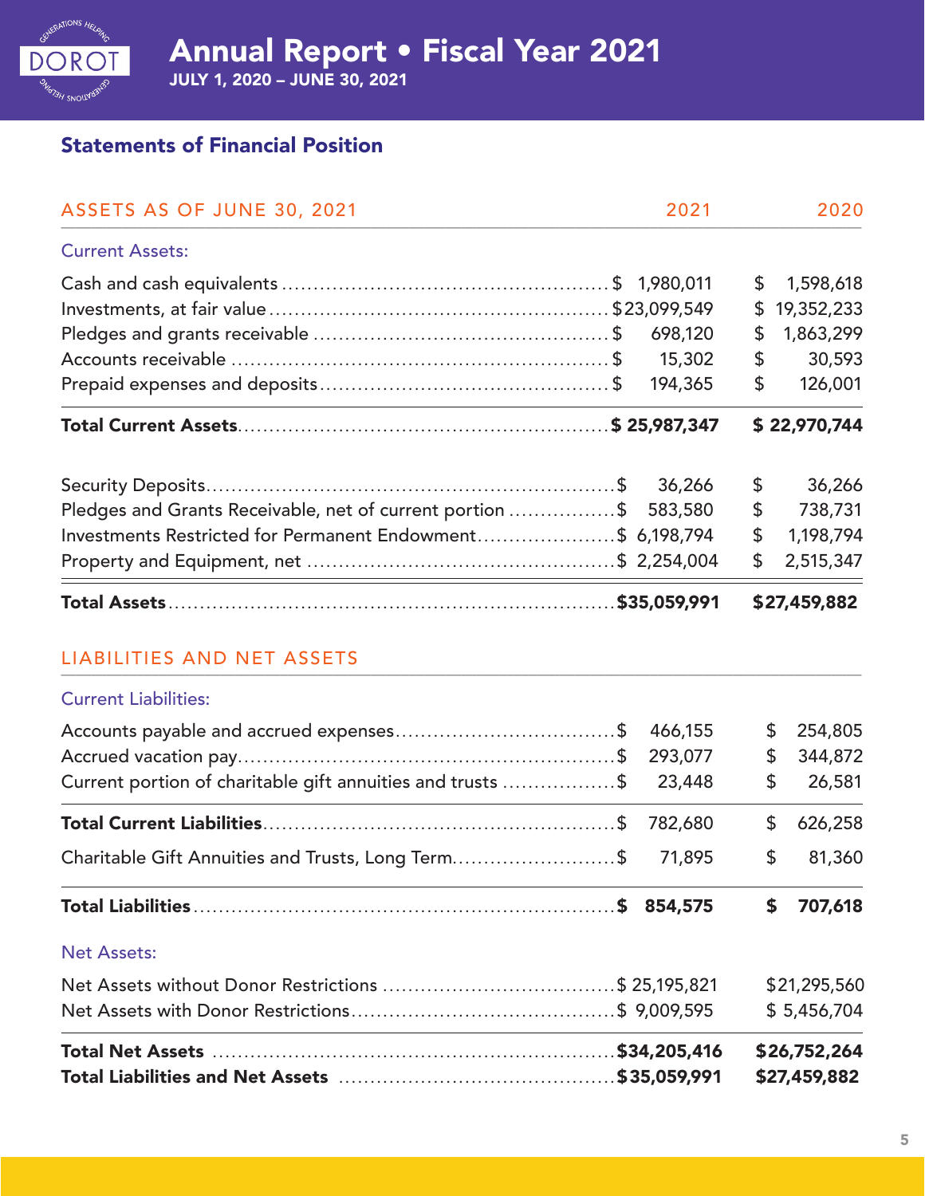# Annual Report • Fiscal Year 2021

**JULY 1, 2020 – JUNE 30, 2021**

## Statements of Financial Position

| ASSETS AS OF JUNE 30, 2021 | 2021 | 2020 |
|---|---|---|
| **Current Assets:** | | |
| Cash and cash equivalents | $ 1,980,011 | $ 1,598,618 |
| Investments, at fair value | $23,099,549 | $ 19,352,233 |
| Pledges and grants receivable | $ 698,120 | $ 1,863,299 |
| Accounts receivable | $ 15,302 | $ 30,593 |
| Prepaid expenses and deposits | $ 194,365 | $ 126,001 |
| **Total Current Assets** | **$ 25,987,347** | **$ 22,970,744** |
| Security Deposits | $ 36,266 | $ 36,266 |
| Pledges and Grants Receivable, net of current portion | $ 583,580 | $ 738,731 |
| Investments Restricted for Permanent Endowment | $ 6,198,794 | $ 1,198,794 |
| Property and Equipment, net | $ 2,254,004 | $ 2,515,347 |
| **Total Assets** | **$35,059,991** | **$27,459,882** |

| LIABILITIES AND NET ASSETS | 2021 | 2020 |
|---|---|---|
| **Current Liabilities:** | | |
| Accounts payable and accrued expenses | $ 466,155 | $ 254,805 |
| Accrued vacation pay | $ 293,077 | $ 344,872 |
| Current portion of charitable gift annuities and trusts | $ 23,448 | $ 26,581 |
| **Total Current Liabilities** | $ 782,680 | $ 626,258 |
| Charitable Gift Annuities and Trusts, Long Term | $ 71,895 | $ 81,360 |
| **Total Liabilities** | **$ 854,575** | **$ 707,618** |
| **Net Assets:** | | |
| Net Assets without Donor Restrictions | $ 25,195,821 | $21,295,560 |
| Net Assets with Donor Restrictions | $ 9,009,595 | $ 5,456,704 |
| **Total Net Assets** | **$34,205,416** | **$26,752,264** |
| **Total Liabilities and Net Assets** | **$35,059,991** | **$27,459,882** |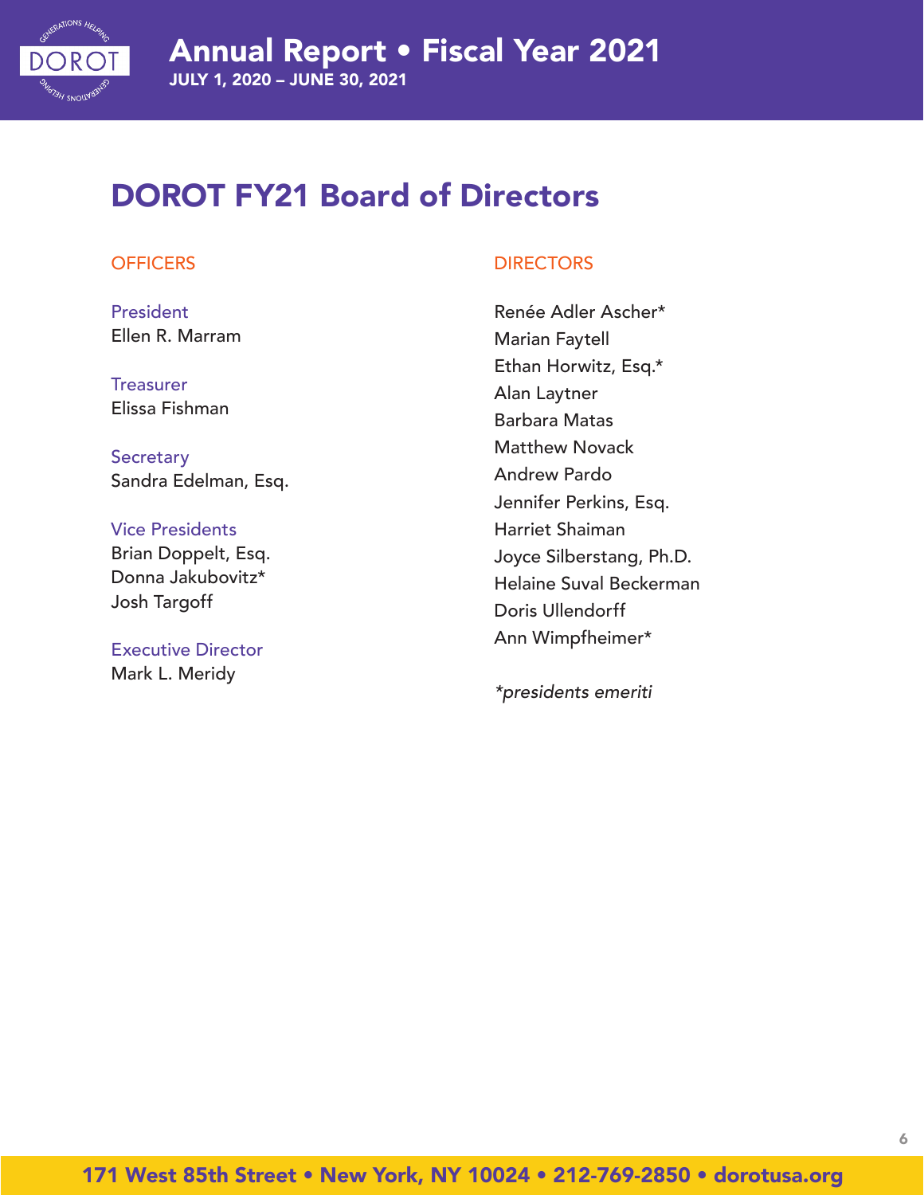# DOROT FY21 Board of Directors

## OFFICERS

**President**
Ellen R. Marram

**Treasurer**
Elissa Fishman

**Secretary**
Sandra Edelman, Esq.

**Vice Presidents**
Brian Doppelt, Esq.
Donna Jakubovitz*
Josh Targoff

**Executive Director**
Mark L. Meridy

## DIRECTORS

Renée Adler Ascher*
Marian Faytell
Ethan Horwitz, Esq.*
Alan Laytner
Barbara Matas
Matthew Novack
Andrew Pardo
Jennifer Perkins, Esq.
Harriet Shaiman
Joyce Silberstang, Ph.D.
Helaine Suval Beckerman
Doris Ullendorff
Ann Wimpfheimer*

*\*presidents emeriti*